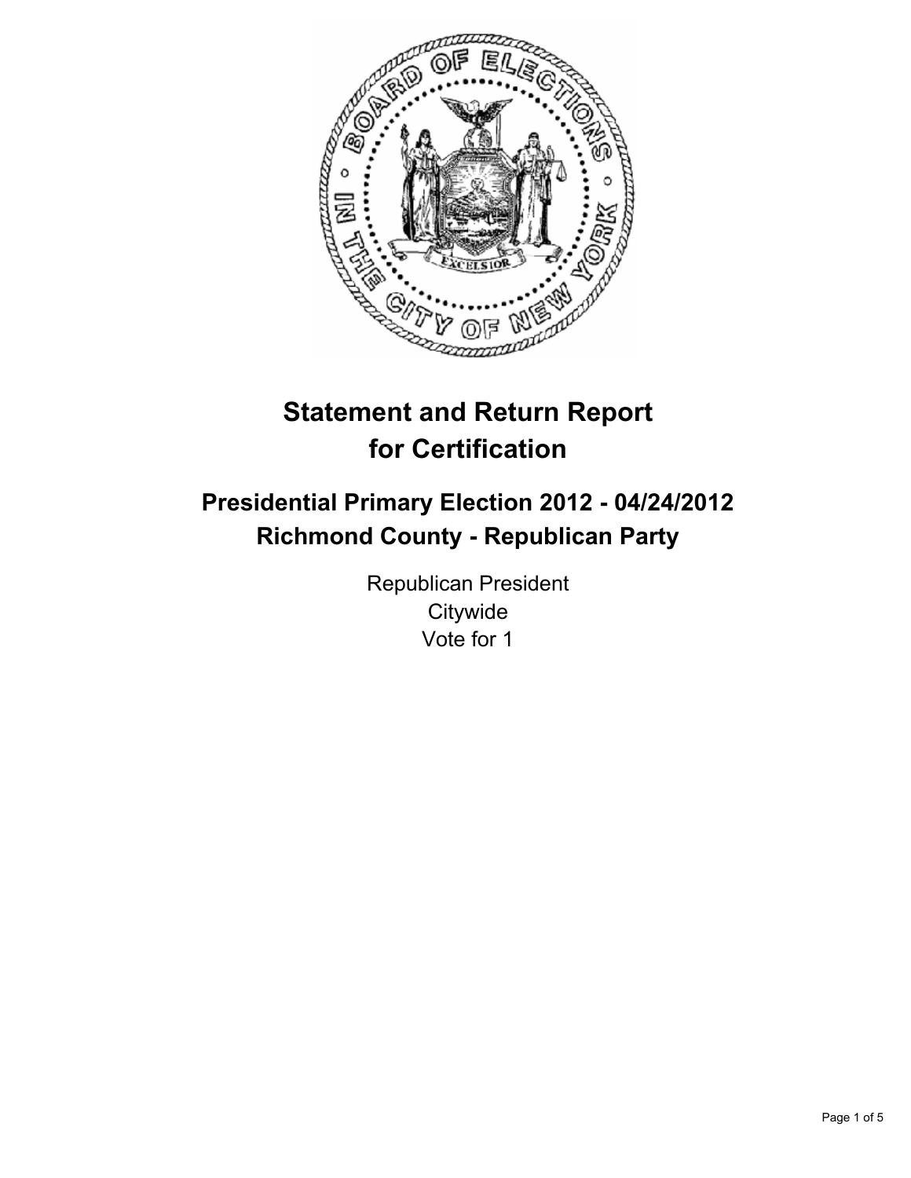# Statement and Return Report for Certification

## Presidential Primary Election 2012 - 04/24/2012
## Richmond County - Republican Party

Republican President
Citywide
Vote for 1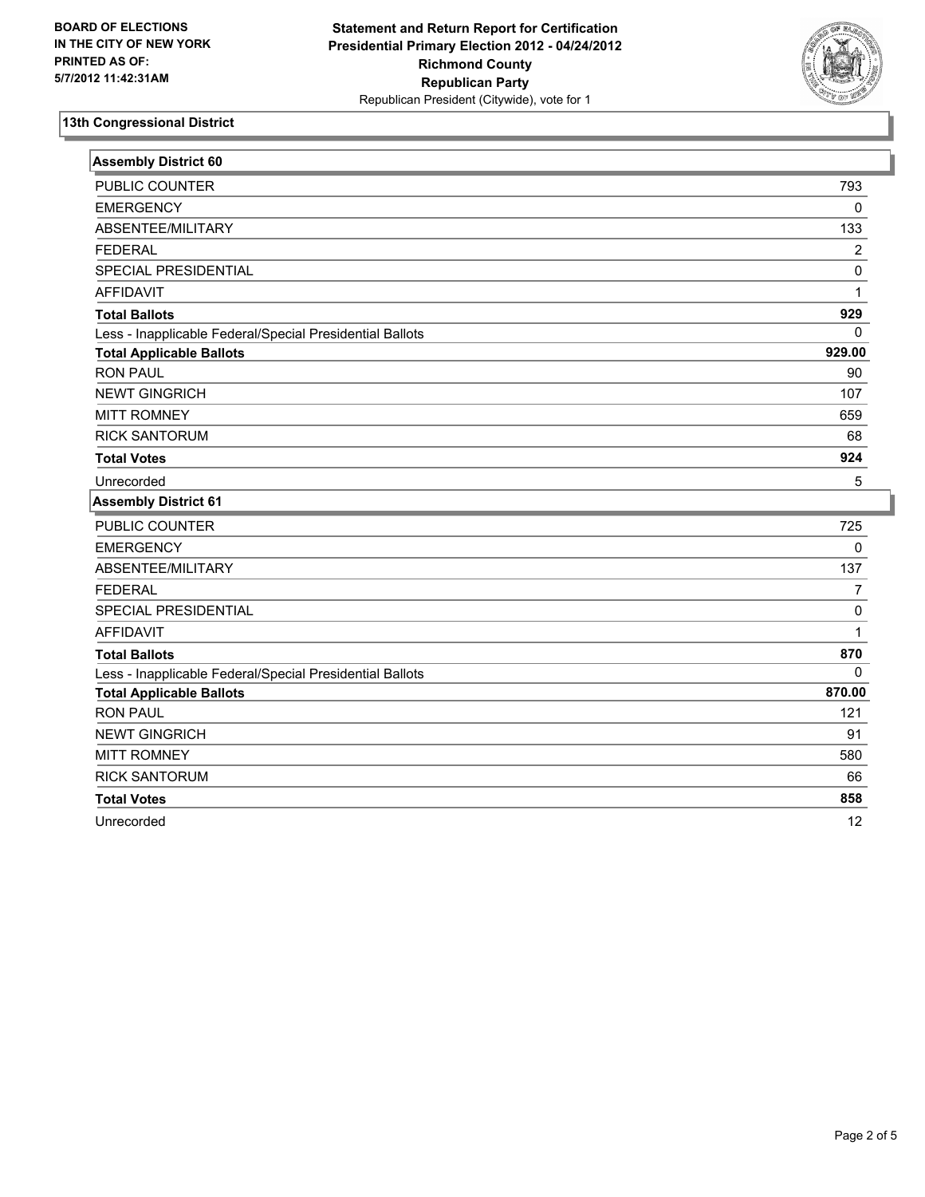**BOARD OF ELECTIONS IN THE CITY OF NEW YORK PRINTED AS OF: 5/7/2012 11:42:31AM**

**Statement and Return Report for Certification Presidential Primary Election 2012 - 04/24/2012 Richmond County Republican Party**

Republican President (Citywide), vote for 1

### 13th Congressional District

| Assembly District 60 | |
|---|---|
| PUBLIC COUNTER | 793 |
| EMERGENCY | 0 |
| ABSENTEE/MILITARY | 133 |
| FEDERAL | 2 |
| SPECIAL PRESIDENTIAL | 0 |
| AFFIDAVIT | 1 |
| **Total Ballots** | **929** |
| Less - Inapplicable Federal/Special Presidential Ballots | 0 |
| **Total Applicable Ballots** | **929.00** |
| RON PAUL | 90 |
| NEWT GINGRICH | 107 |
| MITT ROMNEY | 659 |
| RICK SANTORUM | 68 |
| **Total Votes** | **924** |
| Unrecorded | 5 |

| Assembly District 61 | |
|---|---|
| PUBLIC COUNTER | 725 |
| EMERGENCY | 0 |
| ABSENTEE/MILITARY | 137 |
| FEDERAL | 7 |
| SPECIAL PRESIDENTIAL | 0 |
| AFFIDAVIT | 1 |
| **Total Ballots** | **870** |
| Less - Inapplicable Federal/Special Presidential Ballots | 0 |
| **Total Applicable Ballots** | **870.00** |
| RON PAUL | 121 |
| NEWT GINGRICH | 91 |
| MITT ROMNEY | 580 |
| RICK SANTORUM | 66 |
| **Total Votes** | **858** |
| Unrecorded | 12 |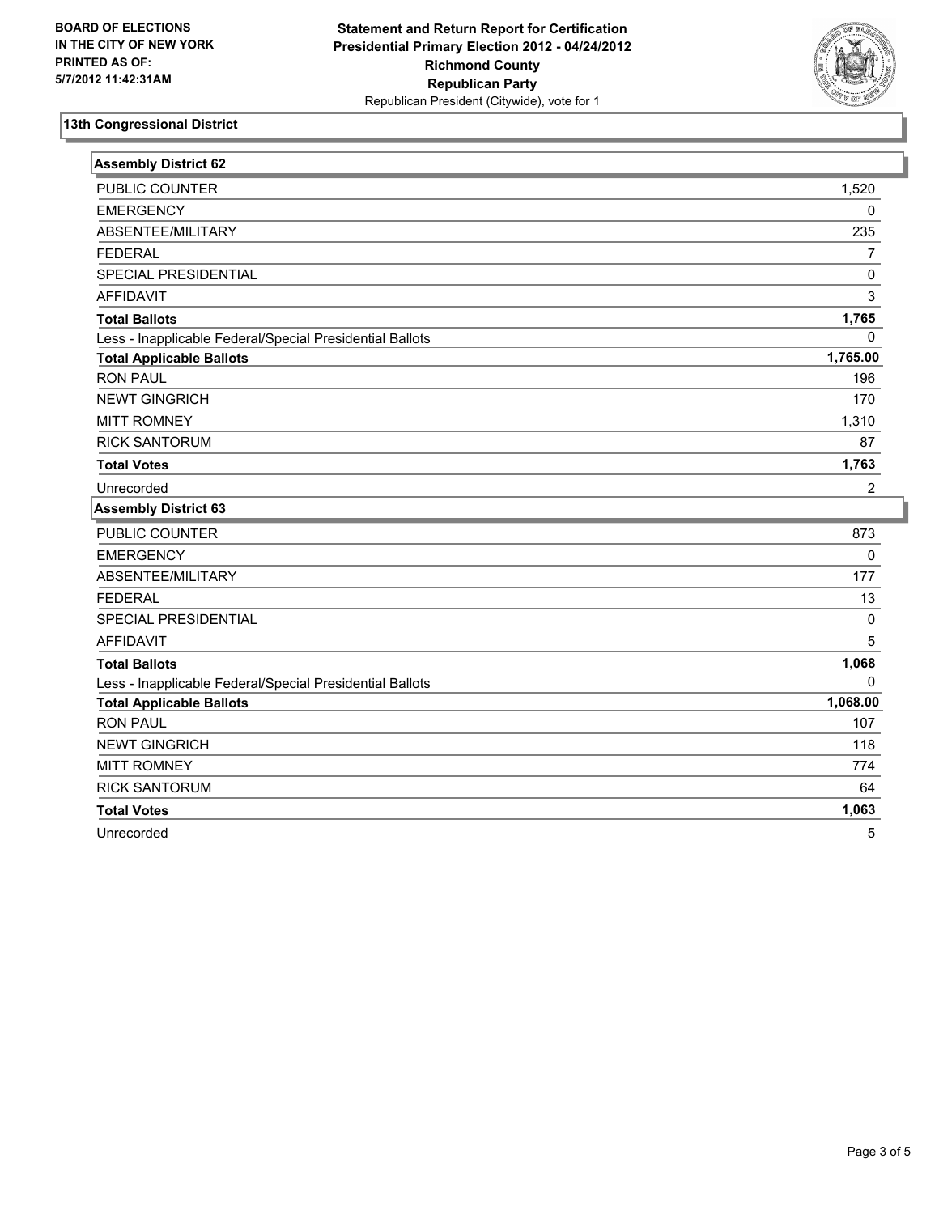**BOARD OF ELECTIONS IN THE CITY OF NEW YORK PRINTED AS OF: 5/7/2012 11:42:31AM**

**Statement and Return Report for Certification Presidential Primary Election 2012 - 04/24/2012 Richmond County Republican Party**
Republican President (Citywide), vote for 1

## 13th Congressional District

### Assembly District 62

| Item | Count |
|---|---|
| PUBLIC COUNTER | 1,520 |
| EMERGENCY | 0 |
| ABSENTEE/MILITARY | 235 |
| FEDERAL | 7 |
| SPECIAL PRESIDENTIAL | 0 |
| AFFIDAVIT | 3 |
| **Total Ballots** | **1,765** |
| Less - Inapplicable Federal/Special Presidential Ballots | 0 |
| **Total Applicable Ballots** | **1,765.00** |
| RON PAUL | 196 |
| NEWT GINGRICH | 170 |
| MITT ROMNEY | 1,310 |
| RICK SANTORUM | 87 |
| **Total Votes** | **1,763** |
| Unrecorded | 2 |

### Assembly District 63

| Item | Count |
|---|---|
| PUBLIC COUNTER | 873 |
| EMERGENCY | 0 |
| ABSENTEE/MILITARY | 177 |
| FEDERAL | 13 |
| SPECIAL PRESIDENTIAL | 0 |
| AFFIDAVIT | 5 |
| **Total Ballots** | **1,068** |
| Less - Inapplicable Federal/Special Presidential Ballots | 0 |
| **Total Applicable Ballots** | **1,068.00** |
| RON PAUL | 107 |
| NEWT GINGRICH | 118 |
| MITT ROMNEY | 774 |
| RICK SANTORUM | 64 |
| **Total Votes** | **1,063** |
| Unrecorded | 5 |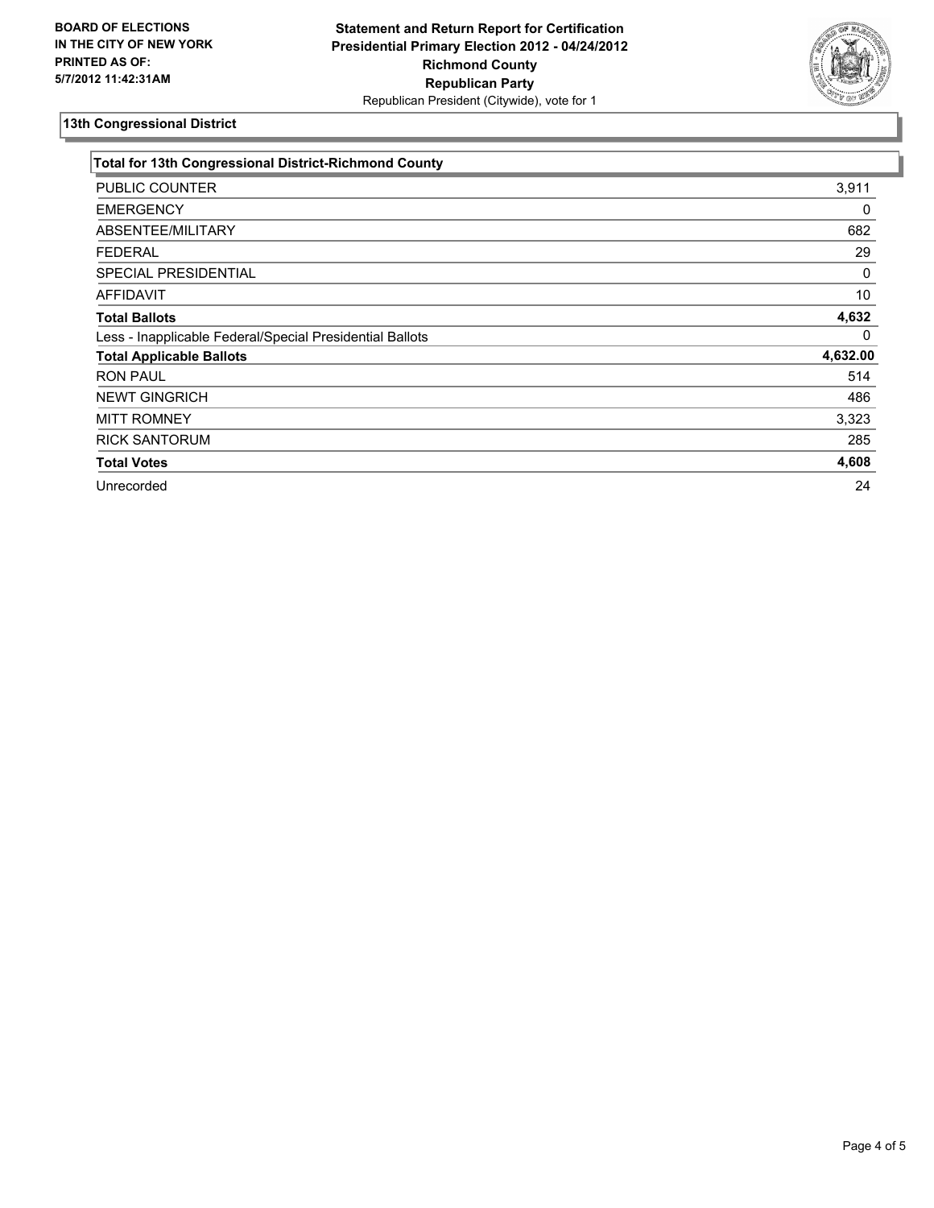**BOARD OF ELECTIONS IN THE CITY OF NEW YORK PRINTED AS OF: 5/7/2012 11:42:31AM**

**Statement and Return Report for Certification Presidential Primary Election 2012 - 04/24/2012 Richmond County Republican Party**

Republican President (Citywide), vote for 1

## 13th Congressional District

| **Total for 13th Congressional District-Richmond County** | |
| --- | --- |
| PUBLIC COUNTER | 3,911 |
| EMERGENCY | 0 |
| ABSENTEE/MILITARY | 682 |
| FEDERAL | 29 |
| SPECIAL PRESIDENTIAL | 0 |
| AFFIDAVIT | 10 |
| **Total Ballots** | **4,632** |
| Less - Inapplicable Federal/Special Presidential Ballots | 0 |
| **Total Applicable Ballots** | **4,632.00** |
| RON PAUL | 514 |
| NEWT GINGRICH | 486 |
| MITT ROMNEY | 3,323 |
| RICK SANTORUM | 285 |
| **Total Votes** | **4,608** |
| Unrecorded | 24 |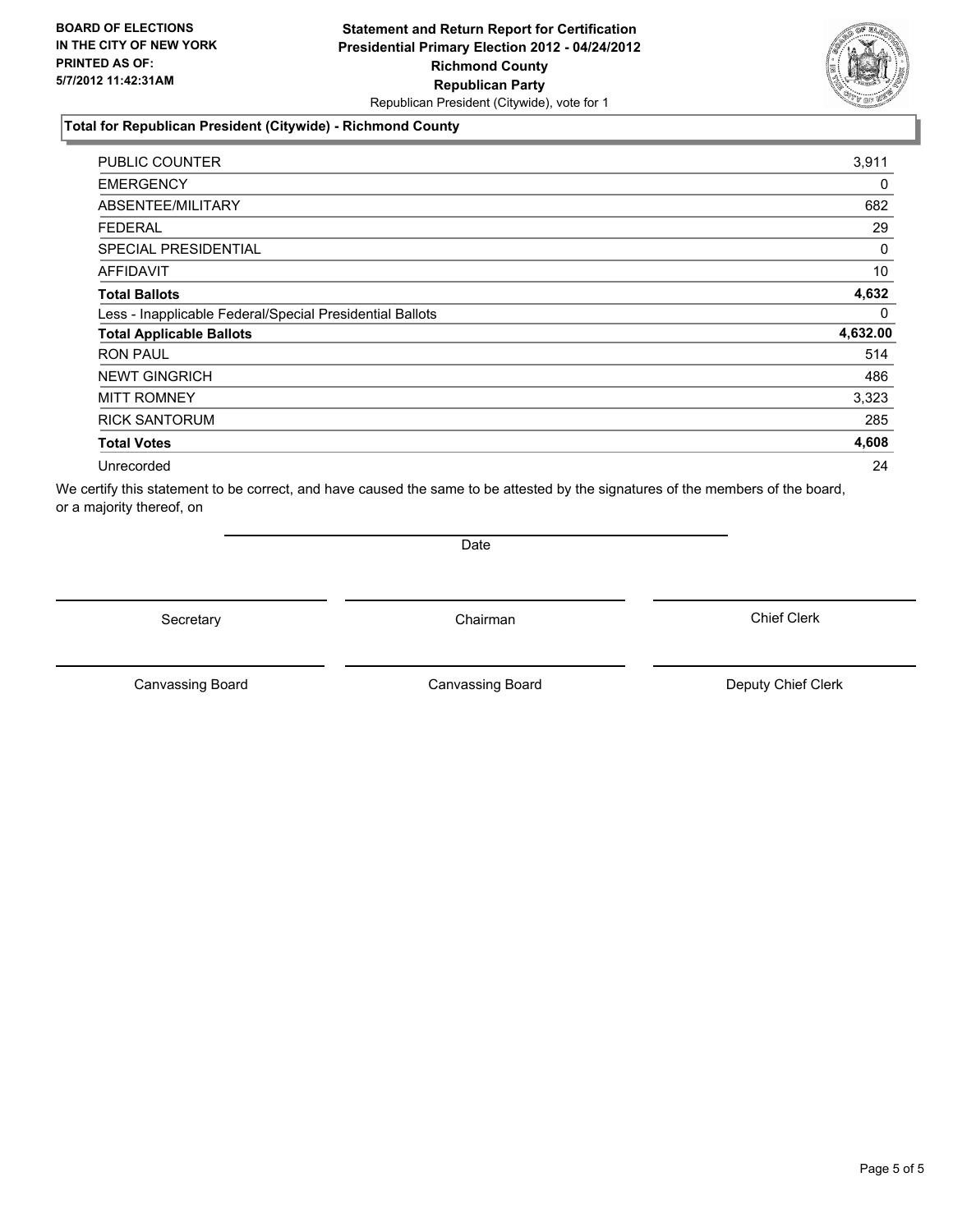**BOARD OF ELECTIONS IN THE CITY OF NEW YORK PRINTED AS OF: 5/7/2012 11:42:31AM**

**Statement and Return Report for Certification**
**Presidential Primary Election 2012 - 04/24/2012**
**Richmond County**
**Republican Party**
Republican President (Citywide), vote for 1

**Total for Republican President (Citywide) - Richmond County**

| | |
|---|---|
| PUBLIC COUNTER | 3,911 |
| EMERGENCY | 0 |
| ABSENTEE/MILITARY | 682 |
| FEDERAL | 29 |
| SPECIAL PRESIDENTIAL | 0 |
| AFFIDAVIT | 10 |
| **Total Ballots** | **4,632** |
| Less - Inapplicable Federal/Special Presidential Ballots | 0 |
| **Total Applicable Ballots** | **4,632.00** |
| RON PAUL | 514 |
| NEWT GINGRICH | 486 |
| MITT ROMNEY | 3,323 |
| RICK SANTORUM | 285 |
| **Total Votes** | **4,608** |
| Unrecorded | 24 |

We certify this statement to be correct, and have caused the same to be attested by the signatures of the members of the board, or a majority thereof, on

Date

Secretary — Chairman — Chief Clerk

Canvassing Board — Canvassing Board — Deputy Chief Clerk